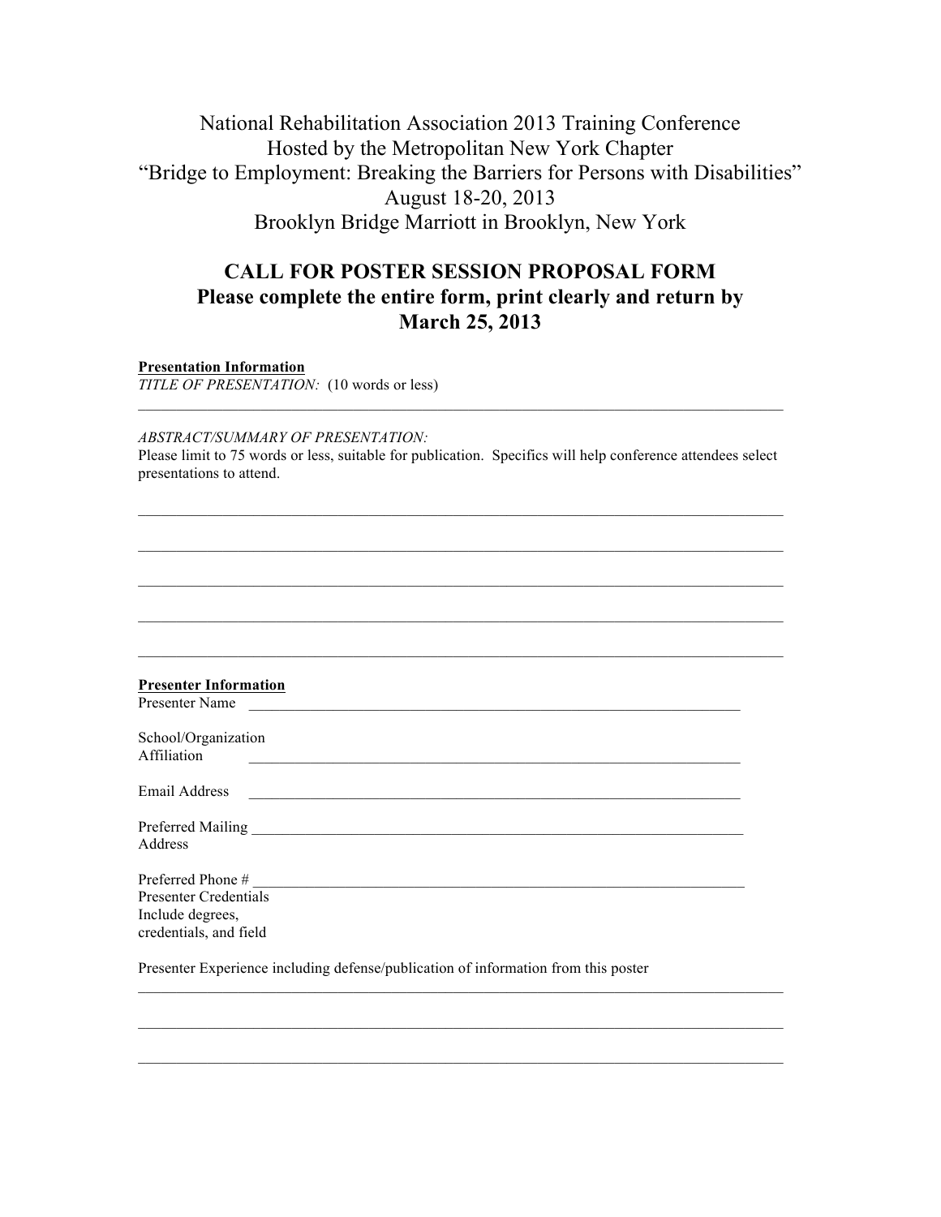National Rehabilitation Association 2013 Training Conference
Hosted by the Metropolitan New York Chapter
"Bridge to Employment: Breaking the Barriers for Persons with Disabilities"
August 18-20, 2013
Brooklyn Bridge Marriott in Brooklyn, New York

## CALL FOR POSTER SESSION PROPOSAL FORM
## Please complete the entire form, print clearly and return by March 25, 2013

**Presentation Information**

*TITLE OF PRESENTATION:* (10 words or less)

___________________________________________________________________________

*ABSTRACT/SUMMARY OF PRESENTATION:*

Please limit to 75 words or less, suitable for publication. Specifics will help conference attendees select presentations to attend.

___________________________________________________________________________

___________________________________________________________________________

___________________________________________________________________________

___________________________________________________________________________

___________________________________________________________________________

**Presenter Information**

Presenter Name ____________________________________________________________

School/Organization Affiliation ____________________________________________________________

Email Address ____________________________________________________________

Preferred Mailing Address ____________________________________________________________

Preferred Phone # ____________________________________________________________

Presenter Credentials
Include degrees, credentials, and field

Presenter Experience including defense/publication of information from this poster

___________________________________________________________________________

___________________________________________________________________________

___________________________________________________________________________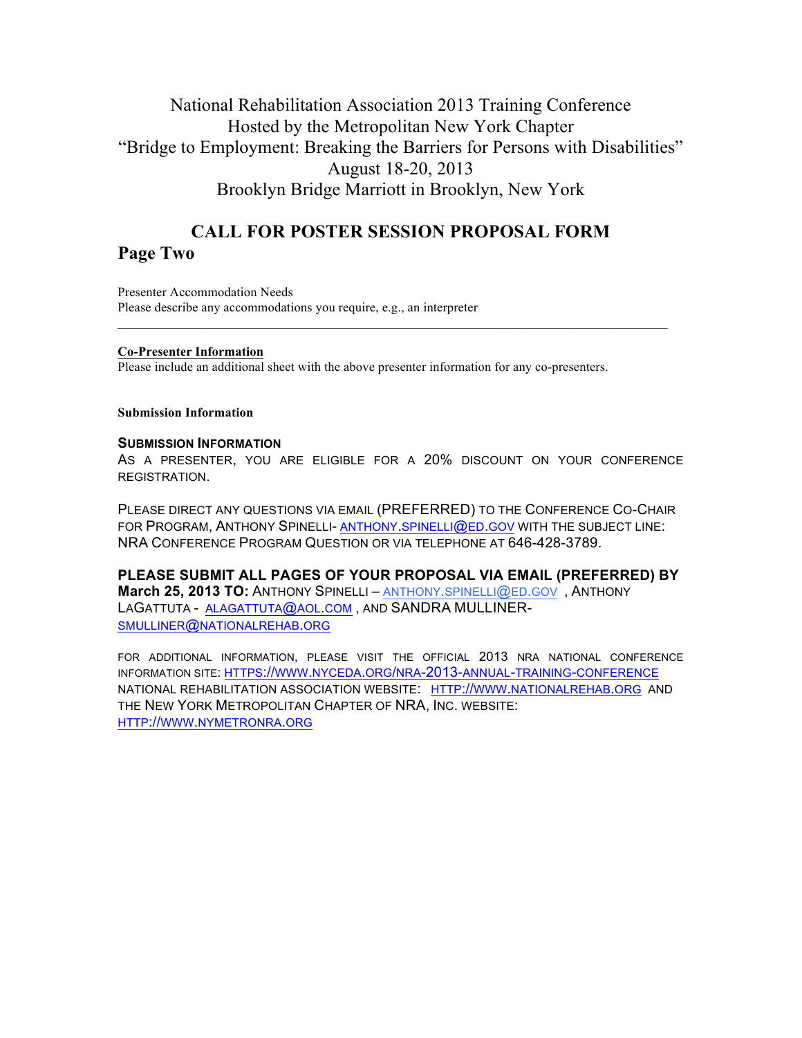National Rehabilitation Association 2013 Training Conference
Hosted by the Metropolitan New York Chapter
"Bridge to Employment: Breaking the Barriers for Persons with Disabilities"
August 18-20, 2013
Brooklyn Bridge Marriott in Brooklyn, New York

## CALL FOR POSTER SESSION PROPOSAL FORM

## Page Two

Presenter Accommodation Needs
Please describe any accommodations you require, e.g., an interpreter

\_\_\_\_\_\_\_\_\_\_\_\_\_\_\_\_\_\_\_\_\_\_\_\_\_\_\_\_\_\_\_\_\_\_\_\_\_\_\_\_\_\_\_\_\_\_\_\_\_\_\_\_\_\_\_\_\_\_\_\_\_\_\_\_\_\_\_\_\_\_\_\_

**Co-Presenter Information**
Please include an additional sheet with the above presenter information for any co-presenters.

**Submission Information**

**SUBMISSION INFORMATION**

AS A PRESENTER, YOU ARE ELIGIBLE FOR A 20% DISCOUNT ON YOUR CONFERENCE REGISTRATION.

PLEASE DIRECT ANY QUESTIONS VIA EMAIL (PREFERRED) TO THE CONFERENCE CO-CHAIR FOR PROGRAM, ANTHONY SPINELLI- ANTHONY.SPINELLI@ED.GOV WITH THE SUBJECT LINE: NRA CONFERENCE PROGRAM QUESTION OR VIA TELEPHONE AT 646-428-3789.

**PLEASE SUBMIT ALL PAGES OF YOUR PROPOSAL VIA EMAIL (PREFERRED) BY March 25, 2013 TO:** ANTHONY SPINELLI – ANTHONY.SPINELLI@ED.GOV , ANTHONY LAGATTUTA - ALAGATTUTA@AOL.COM , AND SANDRA MULLINER- SMULLINER@NATIONALREHAB.ORG

FOR ADDITIONAL INFORMATION, PLEASE VISIT THE OFFICIAL 2013 NRA NATIONAL CONFERENCE INFORMATION SITE: HTTPS://WWW.NYCEDA.ORG/NRA-2013-ANNUAL-TRAINING-CONFERENCE NATIONAL REHABILITATION ASSOCIATION WEBSITE: HTTP://WWW.NATIONALREHAB.ORG AND THE NEW YORK METROPOLITAN CHAPTER OF NRA, INC. WEBSITE: HTTP://WWW.NYMETRONRA.ORG